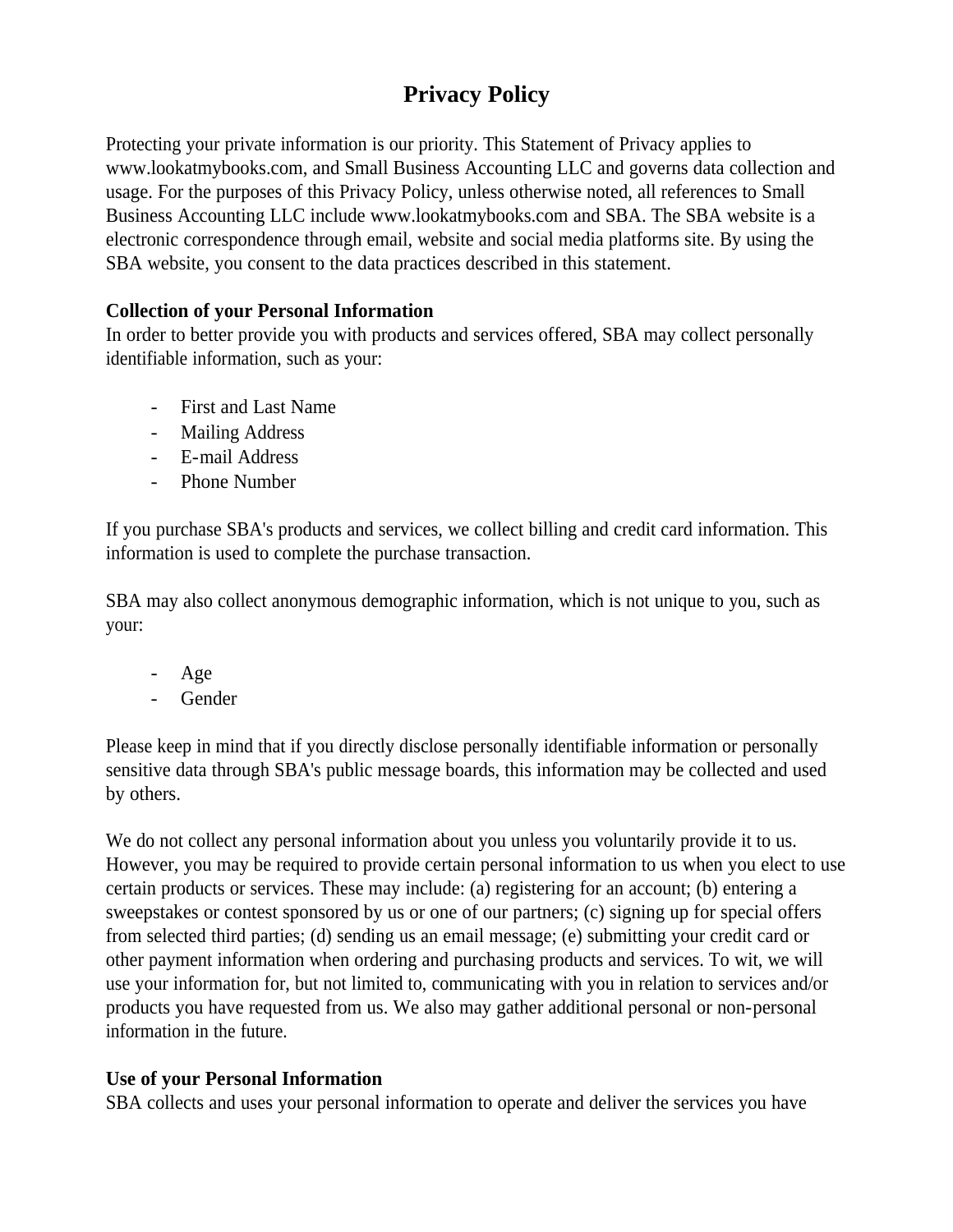# Privacy Policy

Protecting your private information is our priority. This Statement of Privacy applies to www.lookatmybooks.com, and Small Business Accounting LLC and governs data collection and usage. For the purposes of this Privacy Policy, unless otherwise noted, all references to Small Business Accounting LLC include www.lookatmybooks.com and SBA. The SBA website is a electronic correspondence through email, website and social media platforms site. By using the SBA website, you consent to the data practices described in this statement.

**Collection of your Personal Information**

In order to better provide you with products and services offered, SBA may collect personally identifiable information, such as your:

- First and Last Name
- Mailing Address
- E-mail Address
- Phone Number

If you purchase SBA's products and services, we collect billing and credit card information. This information is used to complete the purchase transaction.

SBA may also collect anonymous demographic information, which is not unique to you, such as your:

- Age
- Gender

Please keep in mind that if you directly disclose personally identifiable information or personally sensitive data through SBA's public message boards, this information may be collected and used by others.

We do not collect any personal information about you unless you voluntarily provide it to us. However, you may be required to provide certain personal information to us when you elect to use certain products or services. These may include: (a) registering for an account; (b) entering a sweepstakes or contest sponsored by us or one of our partners; (c) signing up for special offers from selected third parties; (d) sending us an email message; (e) submitting your credit card or other payment information when ordering and purchasing products and services. To wit, we will use your information for, but not limited to, communicating with you in relation to services and/or products you have requested from us. We also may gather additional personal or non-personal information in the future.

**Use of your Personal Information**

SBA collects and uses your personal information to operate and deliver the services you have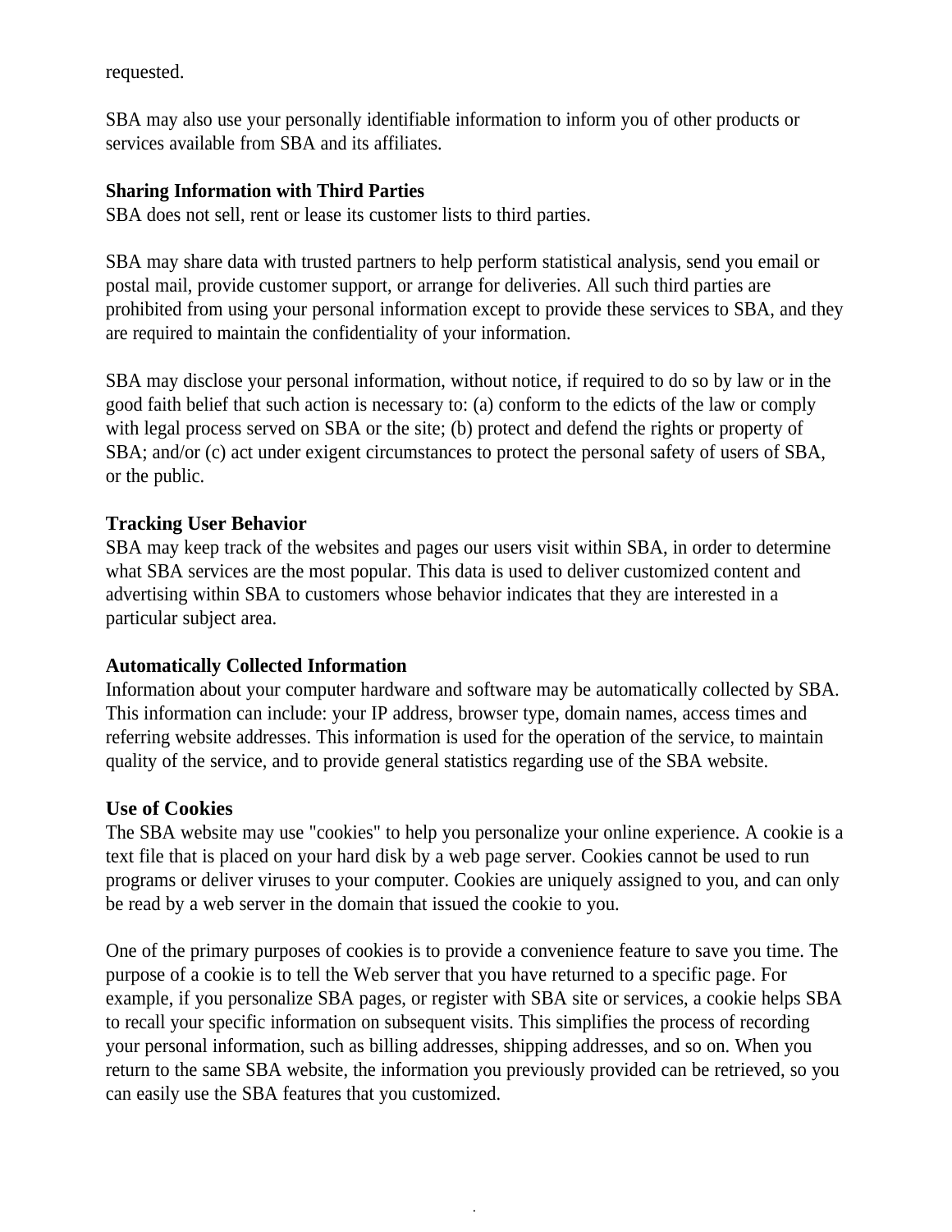requested.

SBA may also use your personally identifiable information to inform you of other products or services available from SBA and its affiliates.

**Sharing Information with Third Parties**
SBA does not sell, rent or lease its customer lists to third parties.

SBA may share data with trusted partners to help perform statistical analysis, send you email or postal mail, provide customer support, or arrange for deliveries. All such third parties are prohibited from using your personal information except to provide these services to SBA, and they are required to maintain the confidentiality of your information.

SBA may disclose your personal information, without notice, if required to do so by law or in the good faith belief that such action is necessary to: (a) conform to the edicts of the law or comply with legal process served on SBA or the site; (b) protect and defend the rights or property of SBA; and/or (c) act under exigent circumstances to protect the personal safety of users of SBA, or the public.

**Tracking User Behavior**
SBA may keep track of the websites and pages our users visit within SBA, in order to determine what SBA services are the most popular. This data is used to deliver customized content and advertising within SBA to customers whose behavior indicates that they are interested in a particular subject area.

**Automatically Collected Information**
Information about your computer hardware and software may be automatically collected by SBA. This information can include: your IP address, browser type, domain names, access times and referring website addresses. This information is used for the operation of the service, to maintain quality of the service, and to provide general statistics regarding use of the SBA website.

**Use of Cookies**
The SBA website may use "cookies" to help you personalize your online experience. A cookie is a text file that is placed on your hard disk by a web page server. Cookies cannot be used to run programs or deliver viruses to your computer. Cookies are uniquely assigned to you, and can only be read by a web server in the domain that issued the cookie to you.

One of the primary purposes of cookies is to provide a convenience feature to save you time. The purpose of a cookie is to tell the Web server that you have returned to a specific page. For example, if you personalize SBA pages, or register with SBA site or services, a cookie helps SBA to recall your specific information on subsequent visits. This simplifies the process of recording your personal information, such as billing addresses, shipping addresses, and so on. When you return to the same SBA website, the information you previously provided can be retrieved, so you can easily use the SBA features that you customized.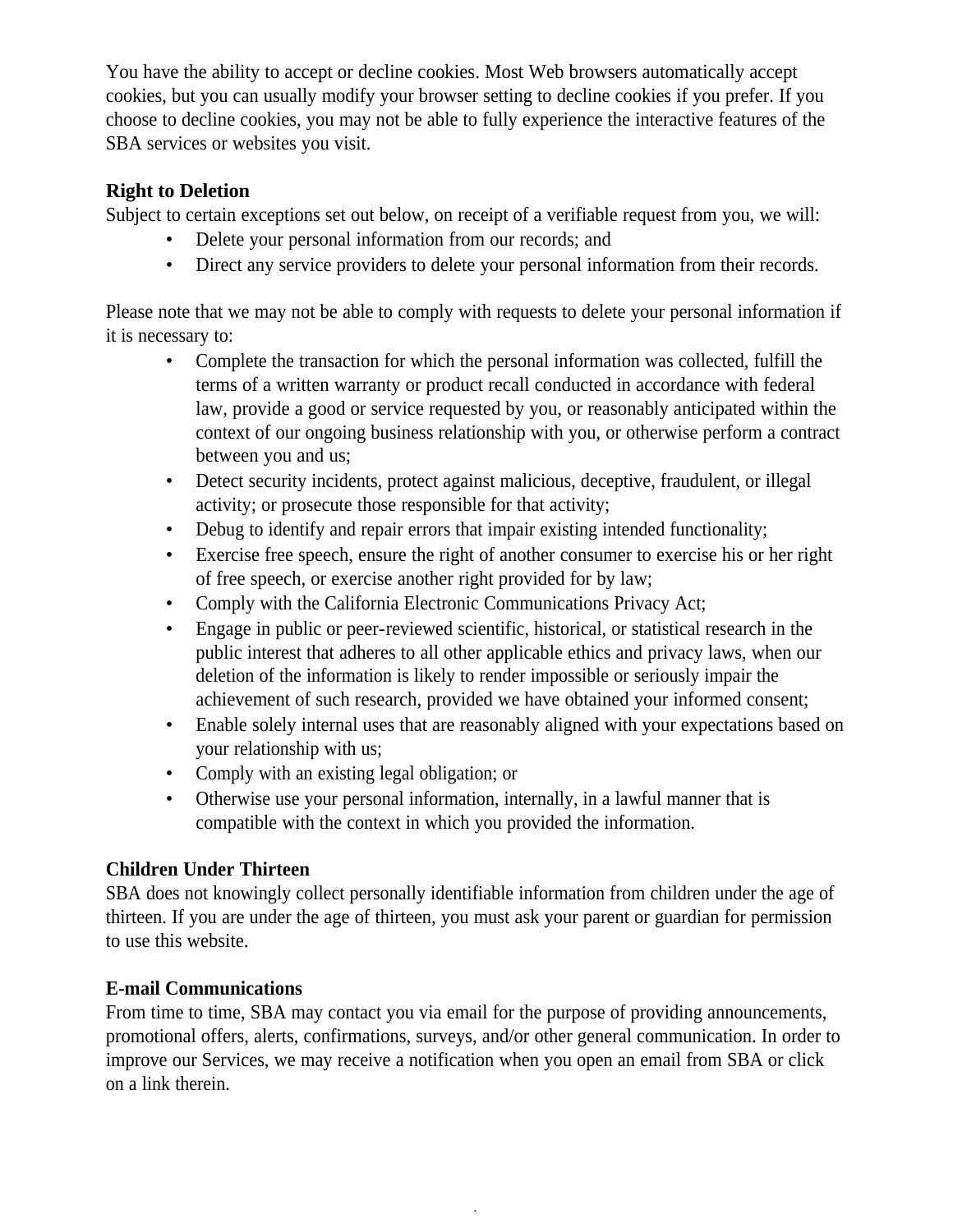You have the ability to accept or decline cookies. Most Web browsers automatically accept cookies, but you can usually modify your browser setting to decline cookies if you prefer. If you choose to decline cookies, you may not be able to fully experience the interactive features of the SBA services or websites you visit.

**Right to Deletion**

Subject to certain exceptions set out below, on receipt of a verifiable request from you, we will:

- Delete your personal information from our records; and
- Direct any service providers to delete your personal information from their records.

Please note that we may not be able to comply with requests to delete your personal information if it is necessary to:

- Complete the transaction for which the personal information was collected, fulfill the terms of a written warranty or product recall conducted in accordance with federal law, provide a good or service requested by you, or reasonably anticipated within the context of our ongoing business relationship with you, or otherwise perform a contract between you and us;
- Detect security incidents, protect against malicious, deceptive, fraudulent, or illegal activity; or prosecute those responsible for that activity;
- Debug to identify and repair errors that impair existing intended functionality;
- Exercise free speech, ensure the right of another consumer to exercise his or her right of free speech, or exercise another right provided for by law;
- Comply with the California Electronic Communications Privacy Act;
- Engage in public or peer-reviewed scientific, historical, or statistical research in the public interest that adheres to all other applicable ethics and privacy laws, when our deletion of the information is likely to render impossible or seriously impair the achievement of such research, provided we have obtained your informed consent;
- Enable solely internal uses that are reasonably aligned with your expectations based on your relationship with us;
- Comply with an existing legal obligation; or
- Otherwise use your personal information, internally, in a lawful manner that is compatible with the context in which you provided the information.

**Children Under Thirteen**

SBA does not knowingly collect personally identifiable information from children under the age of thirteen. If you are under the age of thirteen, you must ask your parent or guardian for permission to use this website.

**E-mail Communications**

From time to time, SBA may contact you via email for the purpose of providing announcements, promotional offers, alerts, confirmations, surveys, and/or other general communication. In order to improve our Services, we may receive a notification when you open an email from SBA or click on a link therein.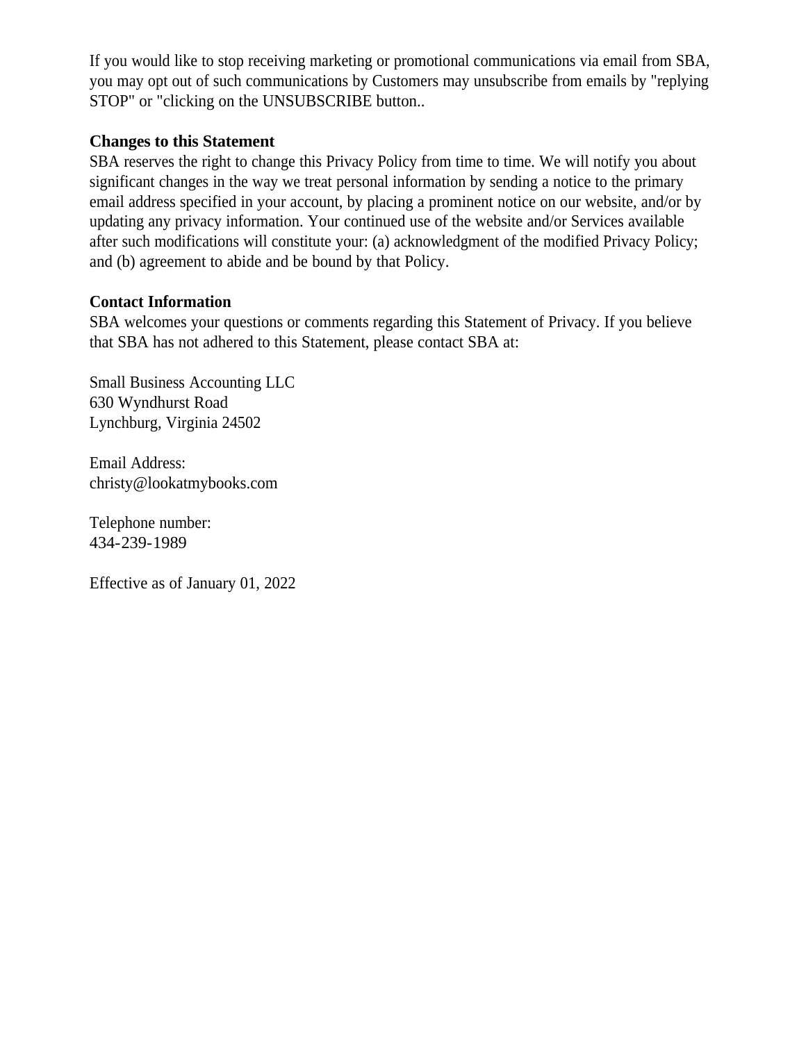If you would like to stop receiving marketing or promotional communications via email from SBA, you may opt out of such communications by Customers may unsubscribe from emails by "replying STOP" or "clicking on the UNSUBSCRIBE button..

**Changes to this Statement**

SBA reserves the right to change this Privacy Policy from time to time. We will notify you about significant changes in the way we treat personal information by sending a notice to the primary email address specified in your account, by placing a prominent notice on our website, and/or by updating any privacy information. Your continued use of the website and/or Services available after such modifications will constitute your: (a) acknowledgment of the modified Privacy Policy; and (b) agreement to abide and be bound by that Policy.

**Contact Information**

SBA welcomes your questions or comments regarding this Statement of Privacy. If you believe that SBA has not adhered to this Statement, please contact SBA at:

Small Business Accounting LLC
630 Wyndhurst Road
Lynchburg, Virginia 24502

Email Address:
christy@lookatmybooks.com

Telephone number:
434-239-1989

Effective as of January 01, 2022